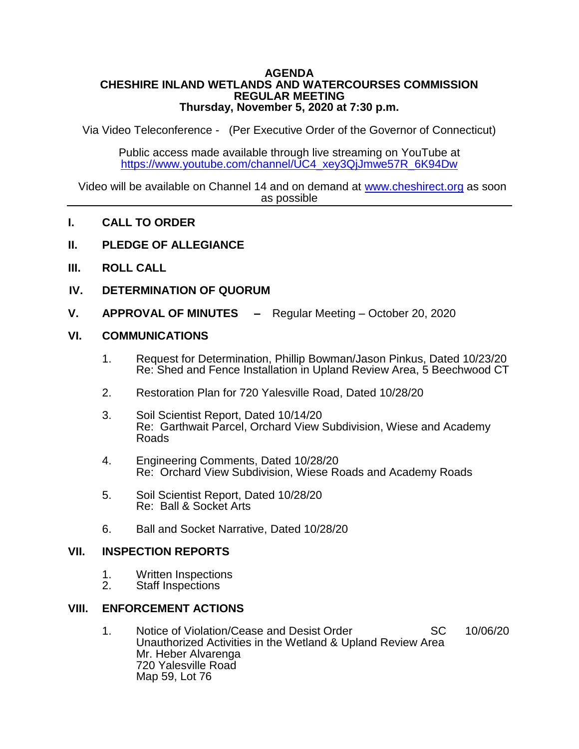# AGENDA
## CHESHIRE INLAND WETLANDS AND WATERCOURSES COMMISSION
## REGULAR MEETING
## Thursday, November 5, 2020 at 7:30 p.m.

Via Video Teleconference - (Per Executive Order of the Governor of Connecticut)

Public access made available through live streaming on YouTube at
https://www.youtube.com/channel/UC4_xey3QjJmwe57R_6K94Dw

Video will be available on Channel 14 and on demand at www.cheshirect.org as soon as possible

---

**I. CALL TO ORDER**

**II. PLEDGE OF ALLEGIANCE**

**III. ROLL CALL**

**IV. DETERMINATION OF QUORUM**

**V. APPROVAL OF MINUTES –** Regular Meeting – October 20, 2020

**VI. COMMUNICATIONS**

1. Request for Determination, Phillip Bowman/Jason Pinkus, Dated 10/23/20
   Re: Shed and Fence Installation in Upland Review Area, 5 Beechwood CT

2. Restoration Plan for 720 Yalesville Road, Dated 10/28/20

3. Soil Scientist Report, Dated 10/14/20
   Re: Garthwait Parcel, Orchard View Subdivision, Wiese and Academy Roads

4. Engineering Comments, Dated 10/28/20
   Re: Orchard View Subdivision, Wiese Roads and Academy Roads

5. Soil Scientist Report, Dated 10/28/20
   Re: Ball & Socket Arts

6. Ball and Socket Narrative, Dated 10/28/20

**VII. INSPECTION REPORTS**

1. Written Inspections
2. Staff Inspections

**VIII. ENFORCEMENT ACTIONS**

1. Notice of Violation/Cease and Desist Order SC 10/06/20
   Unauthorized Activities in the Wetland & Upland Review Area
   Mr. Heber Alvarenga
   720 Yalesville Road
   Map 59, Lot 76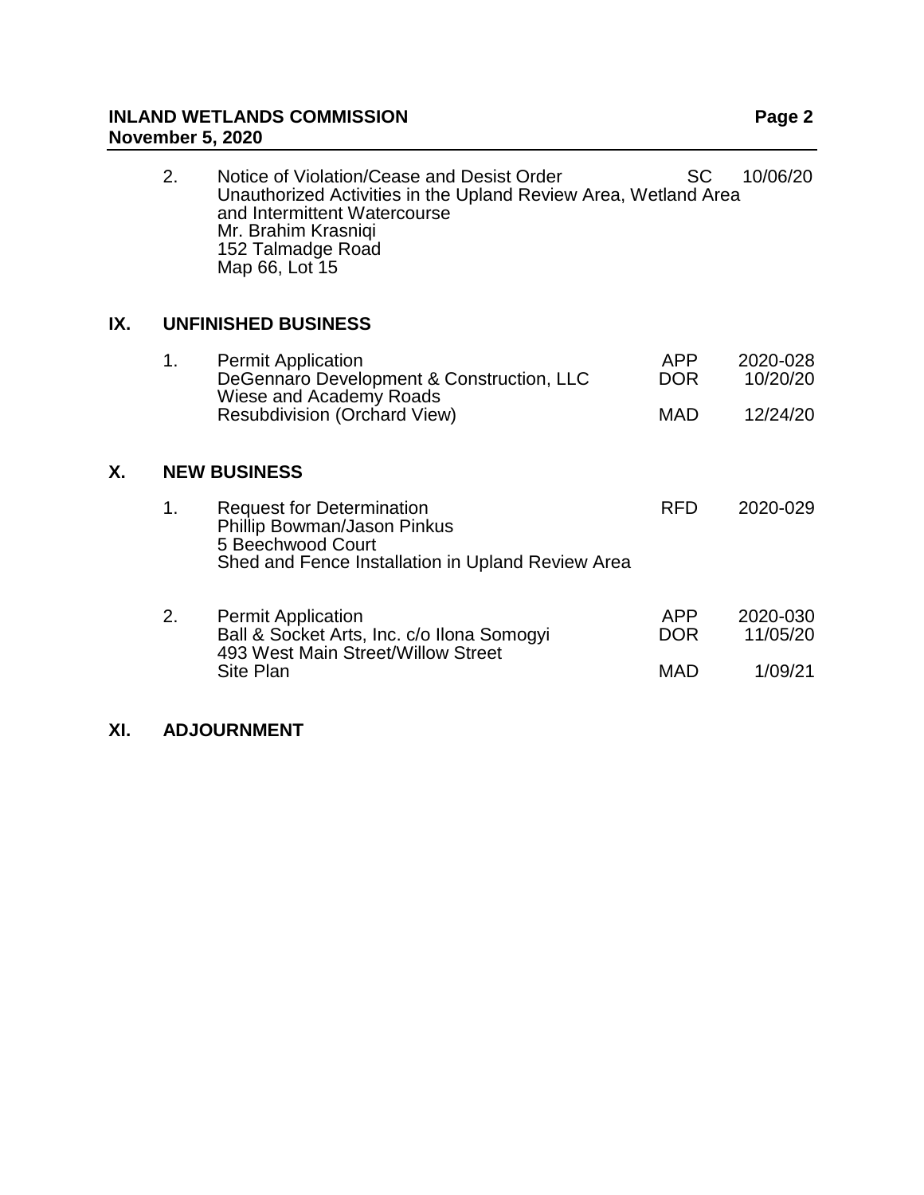2. Notice of Violation/Cease and Desist Order SC 10/06/20
   Unauthorized Activities in the Upland Review Area, Wetland Area and Intermittent Watercourse
   Mr. Brahim Krasniqi
   152 Talmadge Road
   Map 66, Lot 15

## IX. UNFINISHED BUSINESS

| | | | |
|---|---|---|---|
| 1. | Permit Application | APP | 2020-028 |
| | DeGennaro Development & Construction, LLC | DOR | 10/20/20 |
| | Wiese and Academy Roads | | |
| | Resubdivision (Orchard View) | MAD | 12/24/20 |

## X. NEW BUSINESS

| | | | |
|---|---|---|---|
| 1. | Request for Determination | RFD | 2020-029 |
| | Phillip Bowman/Jason Pinkus | | |
| | 5 Beechwood Court | | |
| | Shed and Fence Installation in Upland Review Area | | |
| 2. | Permit Application | APP | 2020-030 |
| | Ball & Socket Arts, Inc. c/o Ilona Somogyi | DOR | 11/05/20 |
| | 493 West Main Street/Willow Street | | |
| | Site Plan | MAD | 1/09/21 |

## XI. ADJOURNMENT